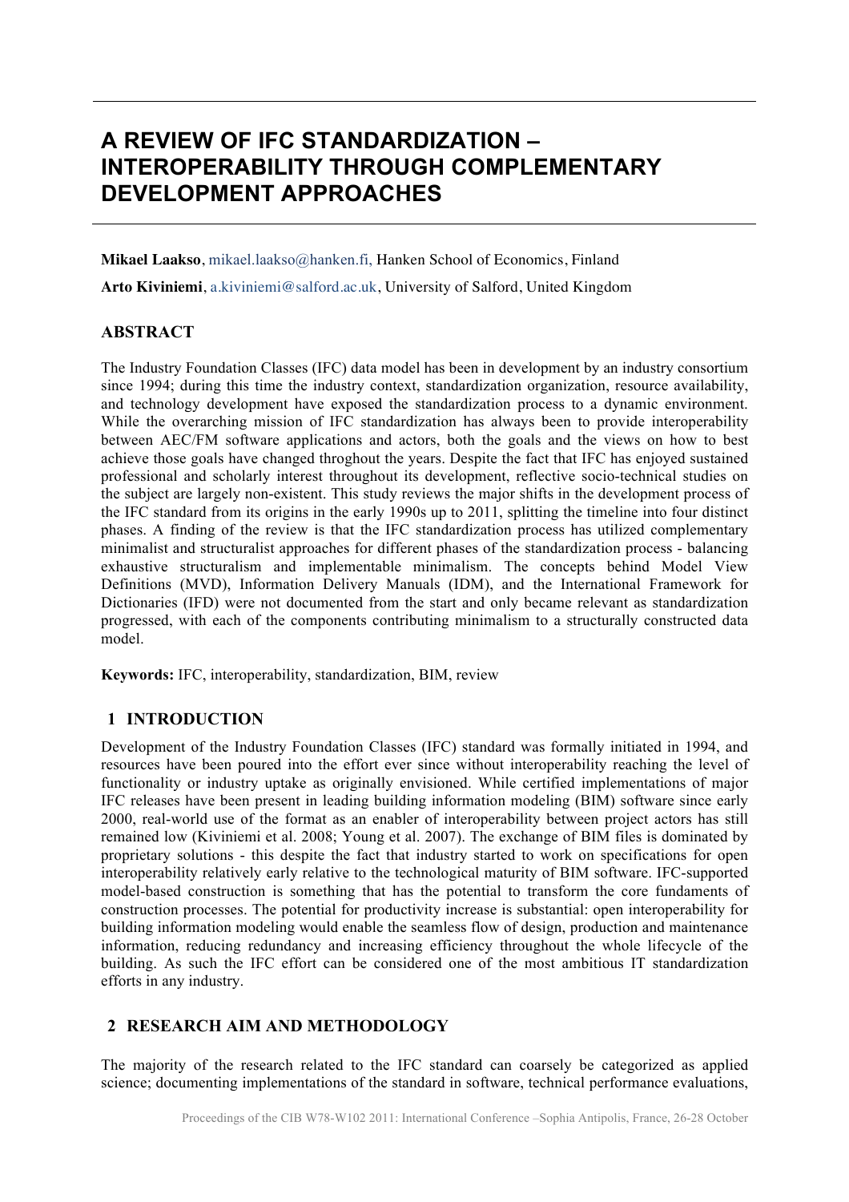# A REVIEW OF IFC STANDARDIZATION – INTEROPERABILITY THROUGH COMPLEMENTARY DEVELOPMENT APPROACHES

**Mikael Laakso**, mikael.laakso@hanken.fi, Hanken School of Economics, Finland

**Arto Kiviniemi**, a.kiviniemi@salford.ac.uk, University of Salford, United Kingdom

## ABSTRACT

The Industry Foundation Classes (IFC) data model has been in development by an industry consortium since 1994; during this time the industry context, standardization organization, resource availability, and technology development have exposed the standardization process to a dynamic environment. While the overarching mission of IFC standardization has always been to provide interoperability between AEC/FM software applications and actors, both the goals and the views on how to best achieve those goals have changed throghout the years. Despite the fact that IFC has enjoyed sustained professional and scholarly interest throughout its development, reflective socio-technical studies on the subject are largely non-existent. This study reviews the major shifts in the development process of the IFC standard from its origins in the early 1990s up to 2011, splitting the timeline into four distinct phases. A finding of the review is that the IFC standardization process has utilized complementary minimalist and structuralist approaches for different phases of the standardization process - balancing exhaustive structuralism and implementable minimalism. The concepts behind Model View Definitions (MVD), Information Delivery Manuals (IDM), and the International Framework for Dictionaries (IFD) were not documented from the start and only became relevant as standardization progressed, with each of the components contributing minimalism to a structurally constructed data model.

**Keywords:** IFC, interoperability, standardization, BIM, review

## 1 INTRODUCTION

Development of the Industry Foundation Classes (IFC) standard was formally initiated in 1994, and resources have been poured into the effort ever since without interoperability reaching the level of functionality or industry uptake as originally envisioned. While certified implementations of major IFC releases have been present in leading building information modeling (BIM) software since early 2000, real-world use of the format as an enabler of interoperability between project actors has still remained low (Kiviniemi et al. 2008; Young et al. 2007). The exchange of BIM files is dominated by proprietary solutions - this despite the fact that industry started to work on specifications for open interoperability relatively early relative to the technological maturity of BIM software. IFC-supported model-based construction is something that has the potential to transform the core fundaments of construction processes. The potential for productivity increase is substantial: open interoperability for building information modeling would enable the seamless flow of design, production and maintenance information, reducing redundancy and increasing efficiency throughout the whole lifecycle of the building. As such the IFC effort can be considered one of the most ambitious IT standardization efforts in any industry.

## 2 RESEARCH AIM AND METHODOLOGY

The majority of the research related to the IFC standard can coarsely be categorized as applied science; documenting implementations of the standard in software, technical performance evaluations,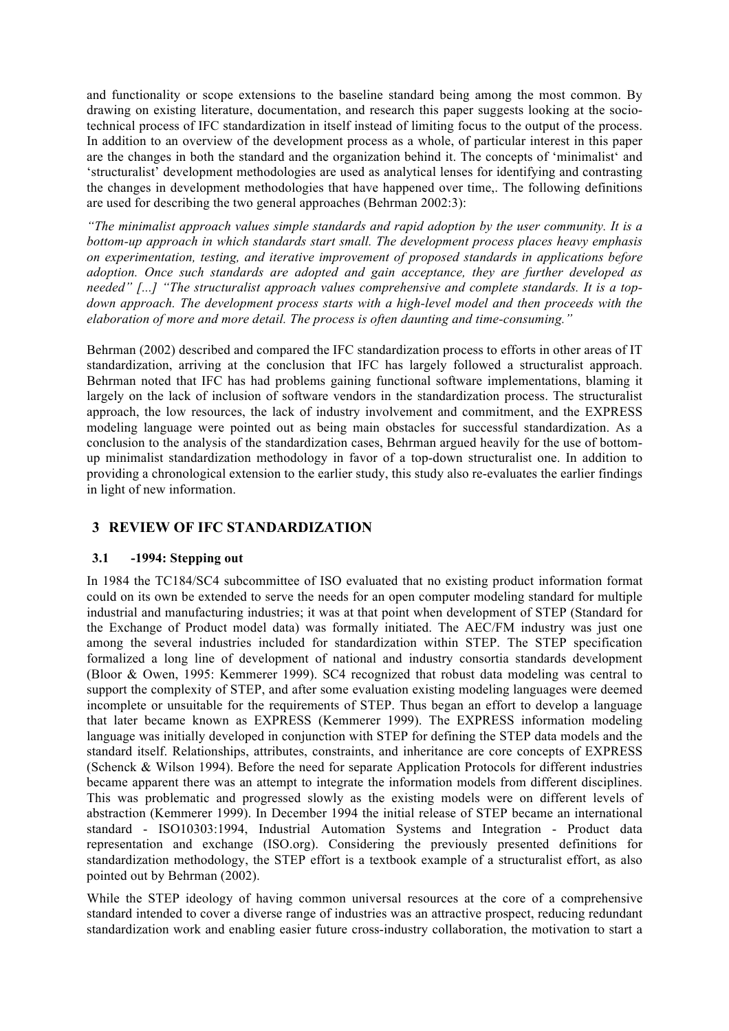and functionality or scope extensions to the baseline standard being among the most common. By drawing on existing literature, documentation, and research this paper suggests looking at the socio-technical process of IFC standardization in itself instead of limiting focus to the output of the process. In addition to an overview of the development process as a whole, of particular interest in this paper are the changes in both the standard and the organization behind it. The concepts of 'minimalist' and 'structuralist' development methodologies are used as analytical lenses for identifying and contrasting the changes in development methodologies that have happened over time,. The following definitions are used for describing the two general approaches (Behrman 2002:3):

*"The minimalist approach values simple standards and rapid adoption by the user community. It is a bottom-up approach in which standards start small. The development process places heavy emphasis on experimentation, testing, and iterative improvement of proposed standards in applications before adoption. Once such standards are adopted and gain acceptance, they are further developed as needed" [...] "The structuralist approach values comprehensive and complete standards. It is a top-down approach. The development process starts with a high-level model and then proceeds with the elaboration of more and more detail. The process is often daunting and time-consuming."*

Behrman (2002) described and compared the IFC standardization process to efforts in other areas of IT standardization, arriving at the conclusion that IFC has largely followed a structuralist approach. Behrman noted that IFC has had problems gaining functional software implementations, blaming it largely on the lack of inclusion of software vendors in the standardization process. The structuralist approach, the low resources, the lack of industry involvement and commitment, and the EXPRESS modeling language were pointed out as being main obstacles for successful standardization. As a conclusion to the analysis of the standardization cases, Behrman argued heavily for the use of bottom-up minimalist standardization methodology in favor of a top-down structuralist one. In addition to providing a chronological extension to the earlier study, this study also re-evaluates the earlier findings in light of new information.

## 3 REVIEW OF IFC STANDARDIZATION

### 3.1 -1994: Stepping out

In 1984 the TC184/SC4 subcommittee of ISO evaluated that no existing product information format could on its own be extended to serve the needs for an open computer modeling standard for multiple industrial and manufacturing industries; it was at that point when development of STEP (Standard for the Exchange of Product model data) was formally initiated. The AEC/FM industry was just one among the several industries included for standardization within STEP. The STEP specification formalized a long line of development of national and industry consortia standards development (Bloor & Owen, 1995: Kemmerer 1999). SC4 recognized that robust data modeling was central to support the complexity of STEP, and after some evaluation existing modeling languages were deemed incomplete or unsuitable for the requirements of STEP. Thus began an effort to develop a language that later became known as EXPRESS (Kemmerer 1999). The EXPRESS information modeling language was initially developed in conjunction with STEP for defining the STEP data models and the standard itself. Relationships, attributes, constraints, and inheritance are core concepts of EXPRESS (Schenck & Wilson 1994). Before the need for separate Application Protocols for different industries became apparent there was an attempt to integrate the information models from different disciplines. This was problematic and progressed slowly as the existing models were on different levels of abstraction (Kemmerer 1999). In December 1994 the initial release of STEP became an international standard - ISO10303:1994, Industrial Automation Systems and Integration - Product data representation and exchange (ISO.org). Considering the previously presented definitions for standardization methodology, the STEP effort is a textbook example of a structuralist effort, as also pointed out by Behrman (2002).

While the STEP ideology of having common universal resources at the core of a comprehensive standard intended to cover a diverse range of industries was an attractive prospect, reducing redundant standardization work and enabling easier future cross-industry collaboration, the motivation to start a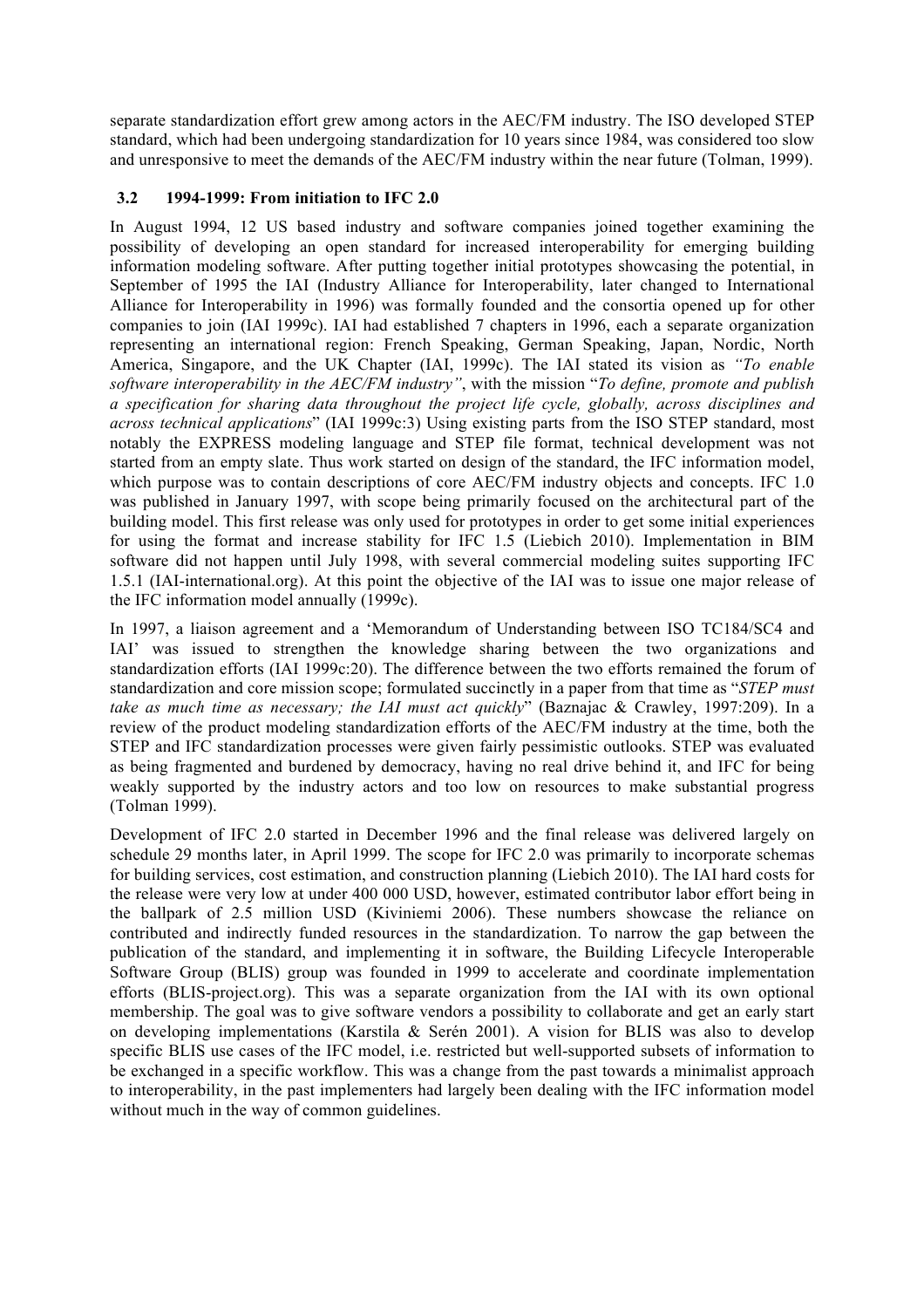separate standardization effort grew among actors in the AEC/FM industry. The ISO developed STEP standard, which had been undergoing standardization for 10 years since 1984, was considered too slow and unresponsive to meet the demands of the AEC/FM industry within the near future (Tolman, 1999).

### 3.2 1994-1999: From initiation to IFC 2.0

In August 1994, 12 US based industry and software companies joined together examining the possibility of developing an open standard for increased interoperability for emerging building information modeling software. After putting together initial prototypes showcasing the potential, in September of 1995 the IAI (Industry Alliance for Interoperability, later changed to International Alliance for Interoperability in 1996) was formally founded and the consortia opened up for other companies to join (IAI 1999c). IAI had established 7 chapters in 1996, each a separate organization representing an international region: French Speaking, German Speaking, Japan, Nordic, North America, Singapore, and the UK Chapter (IAI, 1999c). The IAI stated its vision as *"To enable software interoperability in the AEC/FM industry"*, with the mission "*To define, promote and publish a specification for sharing data throughout the project life cycle, globally, across disciplines and across technical applications*" (IAI 1999c:3) Using existing parts from the ISO STEP standard, most notably the EXPRESS modeling language and STEP file format, technical development was not started from an empty slate. Thus work started on design of the standard, the IFC information model, which purpose was to contain descriptions of core AEC/FM industry objects and concepts. IFC 1.0 was published in January 1997, with scope being primarily focused on the architectural part of the building model. This first release was only used for prototypes in order to get some initial experiences for using the format and increase stability for IFC 1.5 (Liebich 2010). Implementation in BIM software did not happen until July 1998, with several commercial modeling suites supporting IFC 1.5.1 (IAI-international.org). At this point the objective of the IAI was to issue one major release of the IFC information model annually (1999c).

In 1997, a liaison agreement and a 'Memorandum of Understanding between ISO TC184/SC4 and IAI' was issued to strengthen the knowledge sharing between the two organizations and standardization efforts (IAI 1999c:20). The difference between the two efforts remained the forum of standardization and core mission scope; formulated succinctly in a paper from that time as "*STEP must take as much time as necessary; the IAI must act quickly*" (Baznajac & Crawley, 1997:209). In a review of the product modeling standardization efforts of the AEC/FM industry at the time, both the STEP and IFC standardization processes were given fairly pessimistic outlooks. STEP was evaluated as being fragmented and burdened by democracy, having no real drive behind it, and IFC for being weakly supported by the industry actors and too low on resources to make substantial progress (Tolman 1999).

Development of IFC 2.0 started in December 1996 and the final release was delivered largely on schedule 29 months later, in April 1999. The scope for IFC 2.0 was primarily to incorporate schemas for building services, cost estimation, and construction planning (Liebich 2010). The IAI hard costs for the release were very low at under 400 000 USD, however, estimated contributor labor effort being in the ballpark of 2.5 million USD (Kiviniemi 2006). These numbers showcase the reliance on contributed and indirectly funded resources in the standardization. To narrow the gap between the publication of the standard, and implementing it in software, the Building Lifecycle Interoperable Software Group (BLIS) group was founded in 1999 to accelerate and coordinate implementation efforts (BLIS-project.org). This was a separate organization from the IAI with its own optional membership. The goal was to give software vendors a possibility to collaborate and get an early start on developing implementations (Karstila & Serén 2001). A vision for BLIS was also to develop specific BLIS use cases of the IFC model, i.e. restricted but well-supported subsets of information to be exchanged in a specific workflow. This was a change from the past towards a minimalist approach to interoperability, in the past implementers had largely been dealing with the IFC information model without much in the way of common guidelines.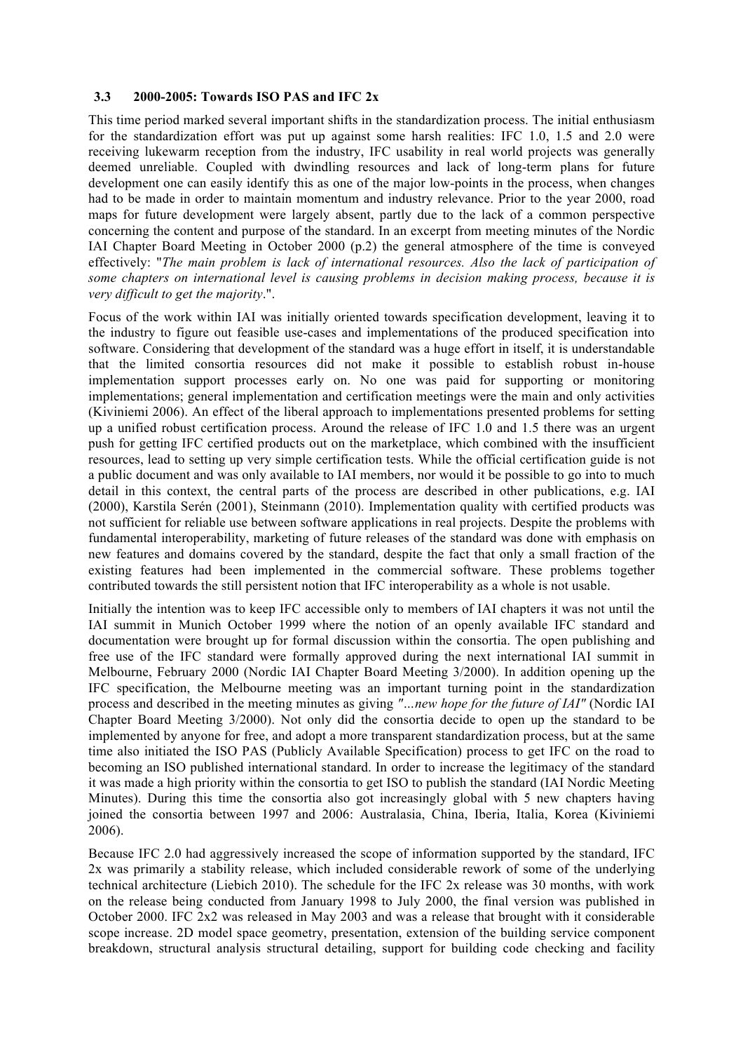### 3.3 2000-2005: Towards ISO PAS and IFC 2x

This time period marked several important shifts in the standardization process. The initial enthusiasm for the standardization effort was put up against some harsh realities: IFC 1.0, 1.5 and 2.0 were receiving lukewarm reception from the industry, IFC usability in real world projects was generally deemed unreliable. Coupled with dwindling resources and lack of long-term plans for future development one can easily identify this as one of the major low-points in the process, when changes had to be made in order to maintain momentum and industry relevance. Prior to the year 2000, road maps for future development were largely absent, partly due to the lack of a common perspective concerning the content and purpose of the standard. In an excerpt from meeting minutes of the Nordic IAI Chapter Board Meeting in October 2000 (p.2) the general atmosphere of the time is conveyed effectively: "*The main problem is lack of international resources. Also the lack of participation of some chapters on international level is causing problems in decision making process, because it is very difficult to get the majority*.".

Focus of the work within IAI was initially oriented towards specification development, leaving it to the industry to figure out feasible use-cases and implementations of the produced specification into software. Considering that development of the standard was a huge effort in itself, it is understandable that the limited consortia resources did not make it possible to establish robust in-house implementation support processes early on. No one was paid for supporting or monitoring implementations; general implementation and certification meetings were the main and only activities (Kiviniemi 2006). An effect of the liberal approach to implementations presented problems for setting up a unified robust certification process. Around the release of IFC 1.0 and 1.5 there was an urgent push for getting IFC certified products out on the marketplace, which combined with the insufficient resources, lead to setting up very simple certification tests. While the official certification guide is not a public document and was only available to IAI members, nor would it be possible to go into to much detail in this context, the central parts of the process are described in other publications, e.g. IAI (2000), Karstila Serén (2001), Steinmann (2010). Implementation quality with certified products was not sufficient for reliable use between software applications in real projects. Despite the problems with fundamental interoperability, marketing of future releases of the standard was done with emphasis on new features and domains covered by the standard, despite the fact that only a small fraction of the existing features had been implemented in the commercial software. These problems together contributed towards the still persistent notion that IFC interoperability as a whole is not usable.

Initially the intention was to keep IFC accessible only to members of IAI chapters it was not until the IAI summit in Munich October 1999 where the notion of an openly available IFC standard and documentation were brought up for formal discussion within the consortia. The open publishing and free use of the IFC standard were formally approved during the next international IAI summit in Melbourne, February 2000 (Nordic IAI Chapter Board Meeting 3/2000). In addition opening up the IFC specification, the Melbourne meeting was an important turning point in the standardization process and described in the meeting minutes as giving *"…new hope for the future of IAI"* (Nordic IAI Chapter Board Meeting 3/2000). Not only did the consortia decide to open up the standard to be implemented by anyone for free, and adopt a more transparent standardization process, but at the same time also initiated the ISO PAS (Publicly Available Specification) process to get IFC on the road to becoming an ISO published international standard. In order to increase the legitimacy of the standard it was made a high priority within the consortia to get ISO to publish the standard (IAI Nordic Meeting Minutes). During this time the consortia also got increasingly global with 5 new chapters having joined the consortia between 1997 and 2006: Australasia, China, Iberia, Italia, Korea (Kiviniemi 2006).

Because IFC 2.0 had aggressively increased the scope of information supported by the standard, IFC 2x was primarily a stability release, which included considerable rework of some of the underlying technical architecture (Liebich 2010). The schedule for the IFC 2x release was 30 months, with work on the release being conducted from January 1998 to July 2000, the final version was published in October 2000. IFC 2x2 was released in May 2003 and was a release that brought with it considerable scope increase. 2D model space geometry, presentation, extension of the building service component breakdown, structural analysis structural detailing, support for building code checking and facility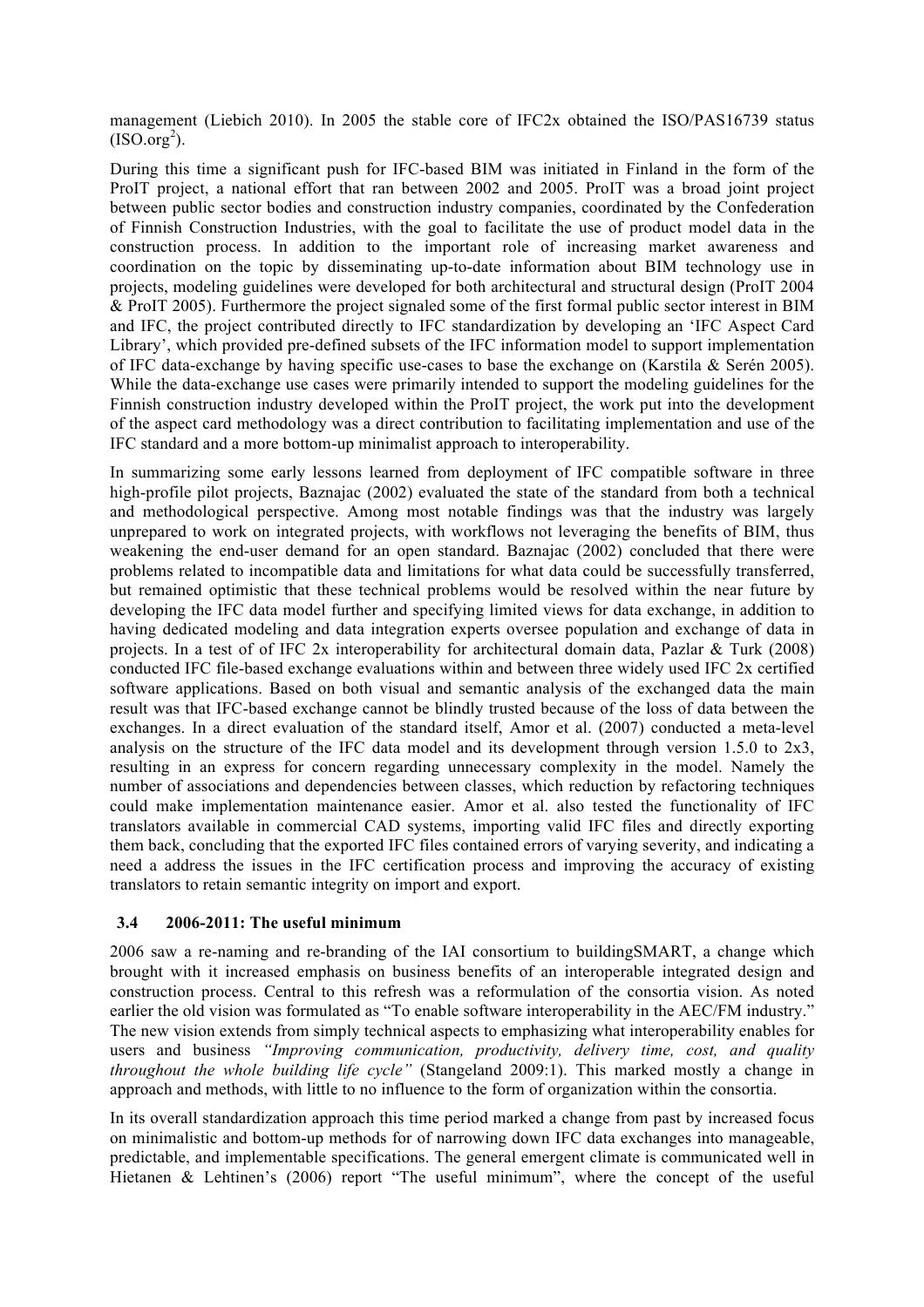management (Liebich 2010). In 2005 the stable core of IFC2x obtained the ISO/PAS16739 status (ISO.org[2]).

During this time a significant push for IFC-based BIM was initiated in Finland in the form of the ProIT project, a national effort that ran between 2002 and 2005. ProIT was a broad joint project between public sector bodies and construction industry companies, coordinated by the Confederation of Finnish Construction Industries, with the goal to facilitate the use of product model data in the construction process. In addition to the important role of increasing market awareness and coordination on the topic by disseminating up-to-date information about BIM technology use in projects, modeling guidelines were developed for both architectural and structural design (ProIT 2004 & ProIT 2005). Furthermore the project signaled some of the first formal public sector interest in BIM and IFC, the project contributed directly to IFC standardization by developing an 'IFC Aspect Card Library', which provided pre-defined subsets of the IFC information model to support implementation of IFC data-exchange by having specific use-cases to base the exchange on (Karstila & Serén 2005). While the data-exchange use cases were primarily intended to support the modeling guidelines for the Finnish construction industry developed within the ProIT project, the work put into the development of the aspect card methodology was a direct contribution to facilitating implementation and use of the IFC standard and a more bottom-up minimalist approach to interoperability.

In summarizing some early lessons learned from deployment of IFC compatible software in three high-profile pilot projects, Baznajac (2002) evaluated the state of the standard from both a technical and methodological perspective. Among most notable findings was that the industry was largely unprepared to work on integrated projects, with workflows not leveraging the benefits of BIM, thus weakening the end-user demand for an open standard. Baznajac (2002) concluded that there were problems related to incompatible data and limitations for what data could be successfully transferred, but remained optimistic that these technical problems would be resolved within the near future by developing the IFC data model further and specifying limited views for data exchange, in addition to having dedicated modeling and data integration experts oversee population and exchange of data in projects. In a test of of IFC 2x interoperability for architectural domain data, Pazlar & Turk (2008) conducted IFC file-based exchange evaluations within and between three widely used IFC 2x certified software applications. Based on both visual and semantic analysis of the exchanged data the main result was that IFC-based exchange cannot be blindly trusted because of the loss of data between the exchanges. In a direct evaluation of the standard itself, Amor et al. (2007) conducted a meta-level analysis on the structure of the IFC data model and its development through version 1.5.0 to 2x3, resulting in an express for concern regarding unnecessary complexity in the model. Namely the number of associations and dependencies between classes, which reduction by refactoring techniques could make implementation maintenance easier. Amor et al. also tested the functionality of IFC translators available in commercial CAD systems, importing valid IFC files and directly exporting them back, concluding that the exported IFC files contained errors of varying severity, and indicating a need a address the issues in the IFC certification process and improving the accuracy of existing translators to retain semantic integrity on import and export.

### 3.4 2006-2011: The useful minimum

2006 saw a re-naming and re-branding of the IAI consortium to buildingSMART, a change which brought with it increased emphasis on business benefits of an interoperable integrated design and construction process. Central to this refresh was a reformulation of the consortia vision. As noted earlier the old vision was formulated as "To enable software interoperability in the AEC/FM industry." The new vision extends from simply technical aspects to emphasizing what interoperability enables for users and business *"Improving communication, productivity, delivery time, cost, and quality throughout the whole building life cycle"* (Stangeland 2009:1). This marked mostly a change in approach and methods, with little to no influence to the form of organization within the consortia.

In its overall standardization approach this time period marked a change from past by increased focus on minimalistic and bottom-up methods for of narrowing down IFC data exchanges into manageable, predictable, and implementable specifications. The general emergent climate is communicated well in Hietanen & Lehtinen's (2006) report "The useful minimum", where the concept of the useful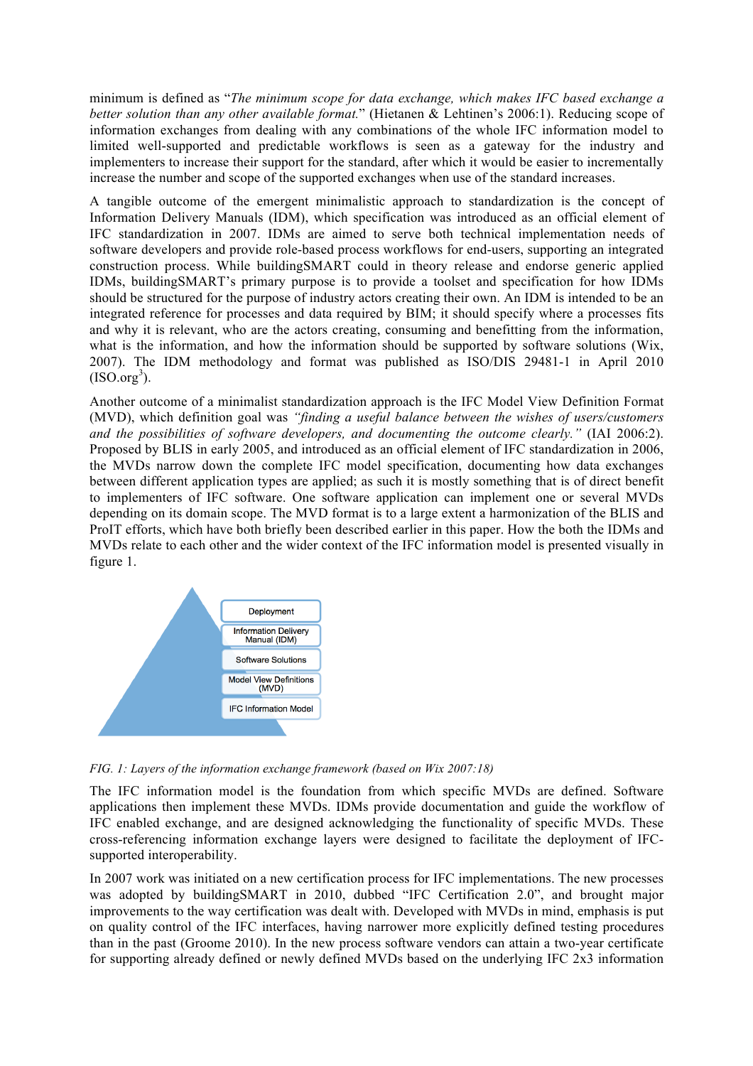minimum is defined as "*The minimum scope for data exchange, which makes IFC based exchange a better solution than any other available format.*" (Hietanen & Lehtinen's 2006:1). Reducing scope of information exchanges from dealing with any combinations of the whole IFC information model to limited well-supported and predictable workflows is seen as a gateway for the industry and implementers to increase their support for the standard, after which it would be easier to incrementally increase the number and scope of the supported exchanges when use of the standard increases.

A tangible outcome of the emergent minimalistic approach to standardization is the concept of Information Delivery Manuals (IDM), which specification was introduced as an official element of IFC standardization in 2007. IDMs are aimed to serve both technical implementation needs of software developers and provide role-based process workflows for end-users, supporting an integrated construction process. While buildingSMART could in theory release and endorse generic applied IDMs, buildingSMART's primary purpose is to provide a toolset and specification for how IDMs should be structured for the purpose of industry actors creating their own. An IDM is intended to be an integrated reference for processes and data required by BIM; it should specify where a processes fits and why it is relevant, who are the actors creating, consuming and benefitting from the information, what is the information, and how the information should be supported by software solutions (Wix, 2007). The IDM methodology and format was published as ISO/DIS 29481-1 in April 2010 (ISO.org[3]).

Another outcome of a minimalist standardization approach is the IFC Model View Definition Format (MVD), which definition goal was *"finding a useful balance between the wishes of users/customers and the possibilities of software developers, and documenting the outcome clearly."* (IAI 2006:2). Proposed by BLIS in early 2005, and introduced as an official element of IFC standardization in 2006, the MVDs narrow down the complete IFC model specification, documenting how data exchanges between different application types are applied; as such it is mostly something that is of direct benefit to implementers of IFC software. One software application can implement one or several MVDs depending on its domain scope. The MVD format is to a large extent a harmonization of the BLIS and ProIT efforts, which have both briefly been described earlier in this paper. How the both the IDMs and MVDs relate to each other and the wider context of the IFC information model is presented visually in figure 1.

*FIG. 1: Layers of the information exchange framework (based on Wix 2007:18)*

The IFC information model is the foundation from which specific MVDs are defined. Software applications then implement these MVDs. IDMs provide documentation and guide the workflow of IFC enabled exchange, and are designed acknowledging the functionality of specific MVDs. These cross-referencing information exchange layers were designed to facilitate the deployment of IFC-supported interoperability.

In 2007 work was initiated on a new certification process for IFC implementations. The new processes was adopted by buildingSMART in 2010, dubbed "IFC Certification 2.0", and brought major improvements to the way certification was dealt with. Developed with MVDs in mind, emphasis is put on quality control of the IFC interfaces, having narrower more explicitly defined testing procedures than in the past (Groome 2010). In the new process software vendors can attain a two-year certificate for supporting already defined or newly defined MVDs based on the underlying IFC 2x3 information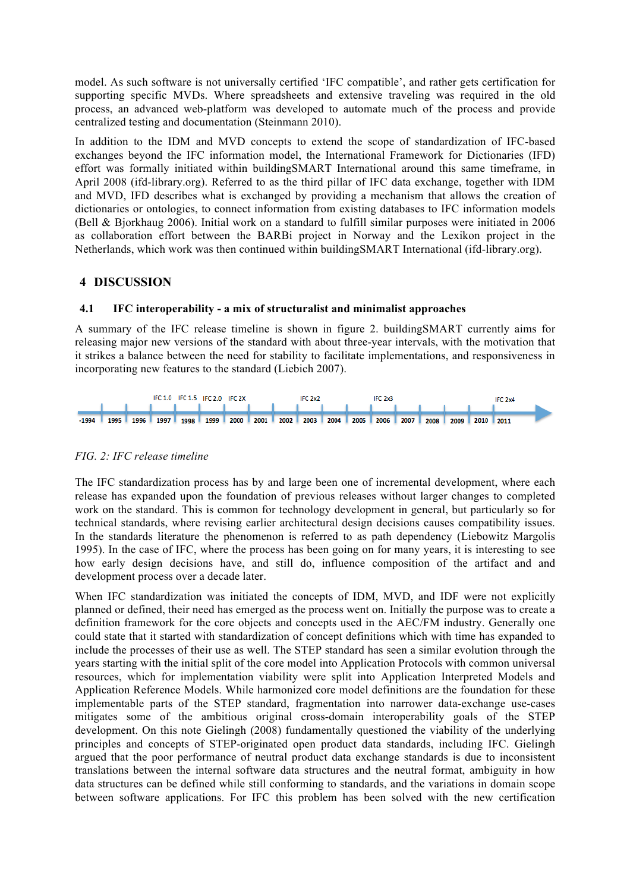model. As such software is not universally certified 'IFC compatible', and rather gets certification for supporting specific MVDs. Where spreadsheets and extensive traveling was required in the old process, an advanced web-platform was developed to automate much of the process and provide centralized testing and documentation (Steinmann 2010).

In addition to the IDM and MVD concepts to extend the scope of standardization of IFC-based exchanges beyond the IFC information model, the International Framework for Dictionaries (IFD) effort was formally initiated within buildingSMART International around this same timeframe, in April 2008 (ifd-library.org). Referred to as the third pillar of IFC data exchange, together with IDM and MVD, IFD describes what is exchanged by providing a mechanism that allows the creation of dictionaries or ontologies, to connect information from existing databases to IFC information models (Bell & Bjorkhaug 2006). Initial work on a standard to fulfill similar purposes were initiated in 2006 as collaboration effort between the BARBi project in Norway and the Lexikon project in the Netherlands, which work was then continued within buildingSMART International (ifd-library.org).

## 4 DISCUSSION

### 4.1 IFC interoperability - a mix of structuralist and minimalist approaches

A summary of the IFC release timeline is shown in figure 2. buildingSMART currently aims for releasing major new versions of the standard with about three-year intervals, with the motivation that it strikes a balance between the need for stability to facilitate implementations, and responsiveness in incorporating new features to the standard (Liebich 2007).

IFC 1.0 IFC 1.5 IFC 2.0 IFC 2X IFC 2x2 IFC 2x3 IFC 2x4

-1994 1995 1996 1997 1998 1999 2000 2001 2002 2003 2004 2005 2006 2007 2008 2009 2010 2011

*FIG. 2: IFC release timeline*

The IFC standardization process has by and large been one of incremental development, where each release has expanded upon the foundation of previous releases without larger changes to completed work on the standard. This is common for technology development in general, but particularly so for technical standards, where revising earlier architectural design decisions causes compatibility issues. In the standards literature the phenomenon is referred to as path dependency (Liebowitz Margolis 1995). In the case of IFC, where the process has been going on for many years, it is interesting to see how early design decisions have, and still do, influence composition of the artifact and and development process over a decade later.

When IFC standardization was initiated the concepts of IDM, MVD, and IDF were not explicitly planned or defined, their need has emerged as the process went on. Initially the purpose was to create a definition framework for the core objects and concepts used in the AEC/FM industry. Generally one could state that it started with standardization of concept definitions which with time has expanded to include the processes of their use as well. The STEP standard has seen a similar evolution through the years starting with the initial split of the core model into Application Protocols with common universal resources, which for implementation viability were split into Application Interpreted Models and Application Reference Models. While harmonized core model definitions are the foundation for these implementable parts of the STEP standard, fragmentation into narrower data-exchange use-cases mitigates some of the ambitious original cross-domain interoperability goals of the STEP development. On this note Gielingh (2008) fundamentally questioned the viability of the underlying principles and concepts of STEP-originated open product data standards, including IFC. Gielingh argued that the poor performance of neutral product data exchange standards is due to inconsistent translations between the internal software data structures and the neutral format, ambiguity in how data structures can be defined while still conforming to standards, and the variations in domain scope between software applications. For IFC this problem has been solved with the new certification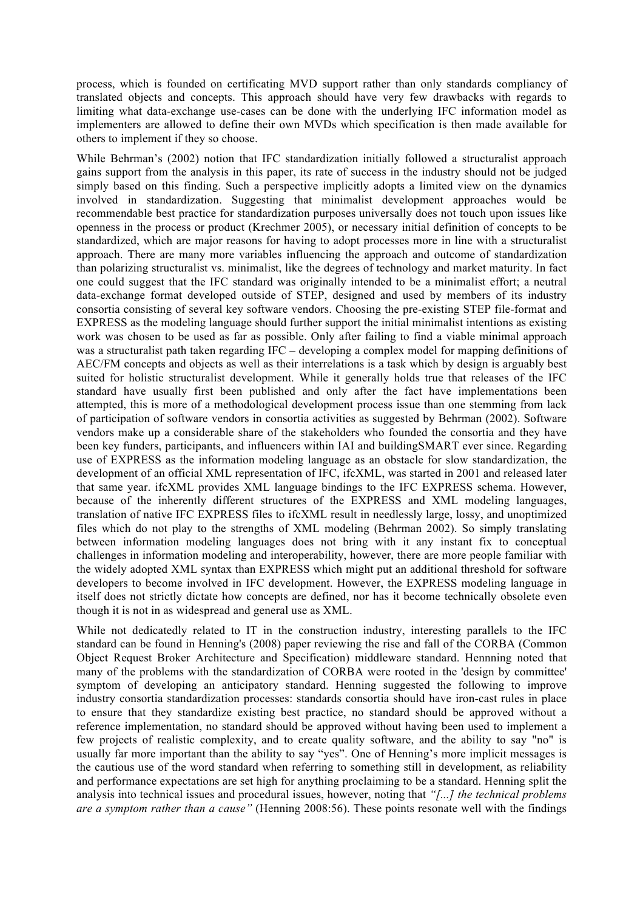process, which is founded on certificating MVD support rather than only standards compliancy of translated objects and concepts. This approach should have very few drawbacks with regards to limiting what data-exchange use-cases can be done with the underlying IFC information model as implementers are allowed to define their own MVDs which specification is then made available for others to implement if they so choose.

While Behrman's (2002) notion that IFC standardization initially followed a structuralist approach gains support from the analysis in this paper, its rate of success in the industry should not be judged simply based on this finding. Such a perspective implicitly adopts a limited view on the dynamics involved in standardization. Suggesting that minimalist development approaches would be recommendable best practice for standardization purposes universally does not touch upon issues like openness in the process or product (Krechmer 2005), or necessary initial definition of concepts to be standardized, which are major reasons for having to adopt processes more in line with a structuralist approach. There are many more variables influencing the approach and outcome of standardization than polarizing structuralist vs. minimalist, like the degrees of technology and market maturity. In fact one could suggest that the IFC standard was originally intended to be a minimalist effort; a neutral data-exchange format developed outside of STEP, designed and used by members of its industry consortia consisting of several key software vendors. Choosing the pre-existing STEP file-format and EXPRESS as the modeling language should further support the initial minimalist intentions as existing work was chosen to be used as far as possible. Only after failing to find a viable minimal approach was a structuralist path taken regarding IFC – developing a complex model for mapping definitions of AEC/FM concepts and objects as well as their interrelations is a task which by design is arguably best suited for holistic structuralist development. While it generally holds true that releases of the IFC standard have usually first been published and only after the fact have implementations been attempted, this is more of a methodological development process issue than one stemming from lack of participation of software vendors in consortia activities as suggested by Behrman (2002). Software vendors make up a considerable share of the stakeholders who founded the consortia and they have been key funders, participants, and influencers within IAI and buildingSMART ever since. Regarding use of EXPRESS as the information modeling language as an obstacle for slow standardization, the development of an official XML representation of IFC, ifcXML, was started in 2001 and released later that same year. ifcXML provides XML language bindings to the IFC EXPRESS schema. However, because of the inherently different structures of the EXPRESS and XML modeling languages, translation of native IFC EXPRESS files to ifcXML result in needlessly large, lossy, and unoptimized files which do not play to the strengths of XML modeling (Behrman 2002). So simply translating between information modeling languages does not bring with it any instant fix to conceptual challenges in information modeling and interoperability, however, there are more people familiar with the widely adopted XML syntax than EXPRESS which might put an additional threshold for software developers to become involved in IFC development. However, the EXPRESS modeling language in itself does not strictly dictate how concepts are defined, nor has it become technically obsolete even though it is not in as widespread and general use as XML.

While not dedicatedly related to IT in the construction industry, interesting parallels to the IFC standard can be found in Henning's (2008) paper reviewing the rise and fall of the CORBA (Common Object Request Broker Architecture and Specification) middleware standard. Hennning noted that many of the problems with the standardization of CORBA were rooted in the 'design by committee' symptom of developing an anticipatory standard. Henning suggested the following to improve industry consortia standardization processes: standards consortia should have iron-cast rules in place to ensure that they standardize existing best practice, no standard should be approved without a reference implementation, no standard should be approved without having been used to implement a few projects of realistic complexity, and to create quality software, and the ability to say "no" is usually far more important than the ability to say "yes". One of Henning's more implicit messages is the cautious use of the word standard when referring to something still in development, as reliability and performance expectations are set high for anything proclaiming to be a standard. Henning split the analysis into technical issues and procedural issues, however, noting that *"[...] the technical problems are a symptom rather than a cause"* (Henning 2008:56). These points resonate well with the findings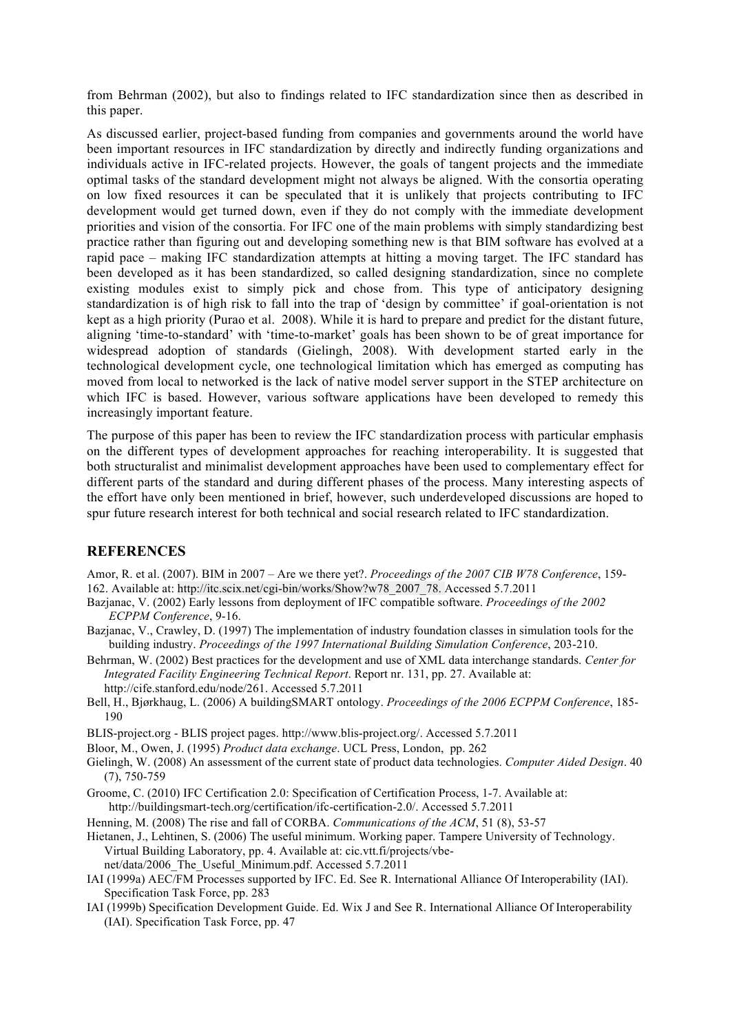from Behrman (2002), but also to findings related to IFC standardization since then as described in this paper.

As discussed earlier, project-based funding from companies and governments around the world have been important resources in IFC standardization by directly and indirectly funding organizations and individuals active in IFC-related projects. However, the goals of tangent projects and the immediate optimal tasks of the standard development might not always be aligned. With the consortia operating on low fixed resources it can be speculated that it is unlikely that projects contributing to IFC development would get turned down, even if they do not comply with the immediate development priorities and vision of the consortia. For IFC one of the main problems with simply standardizing best practice rather than figuring out and developing something new is that BIM software has evolved at a rapid pace – making IFC standardization attempts at hitting a moving target. The IFC standard has been developed as it has been standardized, so called designing standardization, since no complete existing modules exist to simply pick and chose from. This type of anticipatory designing standardization is of high risk to fall into the trap of 'design by committee' if goal-orientation is not kept as a high priority (Purao et al. 2008). While it is hard to prepare and predict for the distant future, aligning 'time-to-standard' with 'time-to-market' goals has been shown to be of great importance for widespread adoption of standards (Gielingh, 2008). With development started early in the technological development cycle, one technological limitation which has emerged as computing has moved from local to networked is the lack of native model server support in the STEP architecture on which IFC is based. However, various software applications have been developed to remedy this increasingly important feature.

The purpose of this paper has been to review the IFC standardization process with particular emphasis on the different types of development approaches for reaching interoperability. It is suggested that both structuralist and minimalist development approaches have been used to complementary effect for different parts of the standard and during different phases of the process. Many interesting aspects of the effort have only been mentioned in brief, however, such underdeveloped discussions are hoped to spur future research interest for both technical and social research related to IFC standardization.

## REFERENCES

Amor, R. et al. (2007). BIM in 2007 – Are we there yet?. *Proceedings of the 2007 CIB W78 Conference*, 159-162. Available at: http://itc.scix.net/cgi-bin/works/Show?w78_2007_78. Accessed 5.7.2011

Bazjanac, V. (2002) Early lessons from deployment of IFC compatible software. *Proceedings of the 2002 ECPPM Conference*, 9-16.

Bazjanac, V., Crawley, D. (1997) The implementation of industry foundation classes in simulation tools for the building industry. *Proceedings of the 1997 International Building Simulation Conference*, 203-210.

Behrman, W. (2002) Best practices for the development and use of XML data interchange standards. *Center for Integrated Facility Engineering Technical Report*. Report nr. 131, pp. 27. Available at: http://cife.stanford.edu/node/261. Accessed 5.7.2011

Bell, H., Bjørkhaug, L. (2006) A buildingSMART ontology. *Proceedings of the 2006 ECPPM Conference*, 185-190

BLIS-project.org - BLIS project pages. http://www.blis-project.org/. Accessed 5.7.2011

Bloor, M., Owen, J. (1995) *Product data exchange*. UCL Press, London, pp. 262

Gielingh, W. (2008) An assessment of the current state of product data technologies. *Computer Aided Design*. 40 (7), 750-759

Groome, C. (2010) IFC Certification 2.0: Specification of Certification Process, 1-7. Available at: http://buildingsmart-tech.org/certification/ifc-certification-2.0/. Accessed 5.7.2011

Henning, M. (2008) The rise and fall of CORBA. *Communications of the ACM*, 51 (8), 53-57

Hietanen, J., Lehtinen, S. (2006) The useful minimum. Working paper. Tampere University of Technology. Virtual Building Laboratory, pp. 4. Available at: cic.vtt.fi/projects/vbe-net/data/2006_The_Useful_Minimum.pdf. Accessed 5.7.2011

IAI (1999a) AEC/FM Processes supported by IFC. Ed. See R. International Alliance Of Interoperability (IAI). Specification Task Force, pp. 283

IAI (1999b) Specification Development Guide. Ed. Wix J and See R. International Alliance Of Interoperability (IAI). Specification Task Force, pp. 47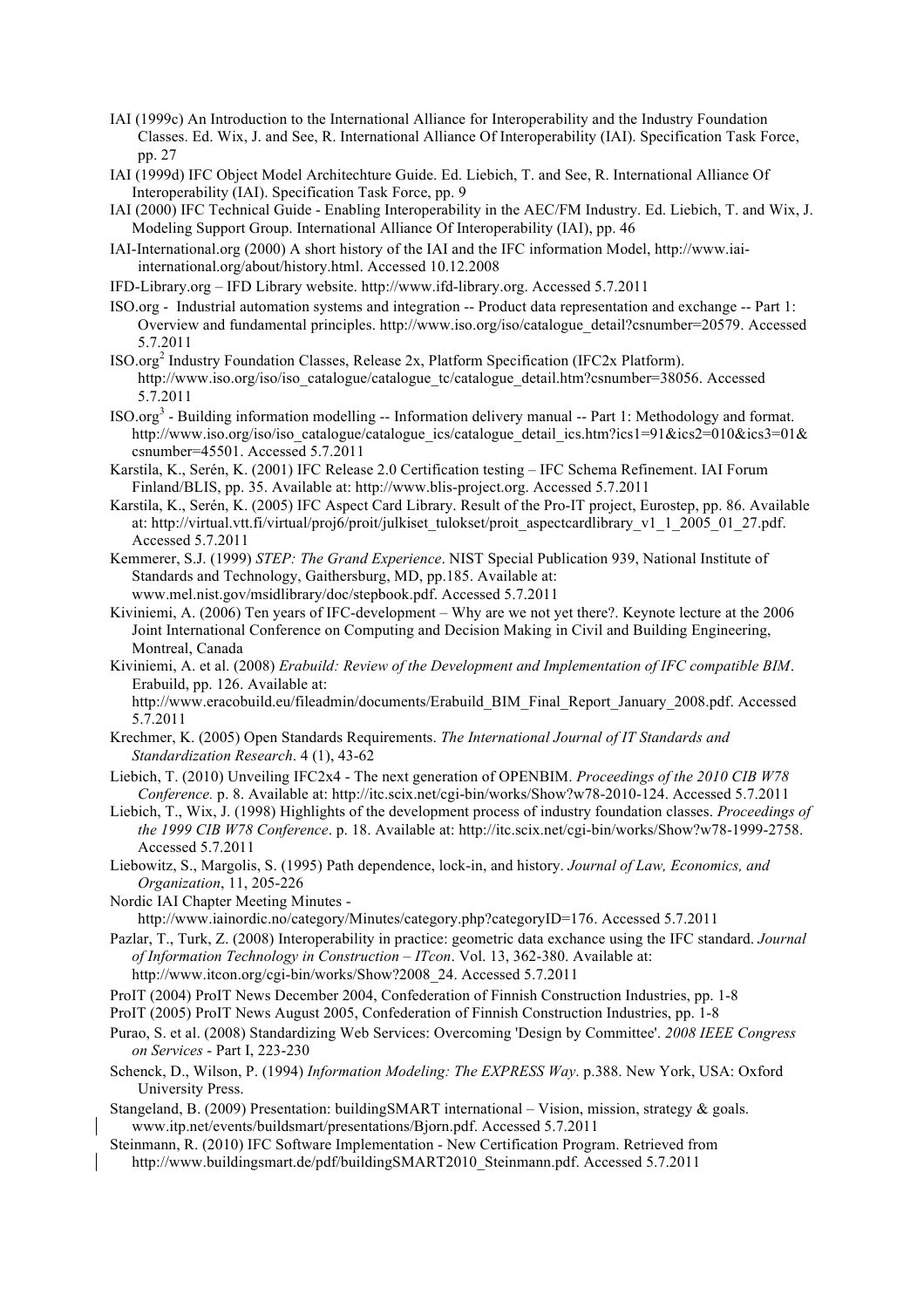IAI (1999c) An Introduction to the International Alliance for Interoperability and the Industry Foundation Classes. Ed. Wix, J. and See, R. International Alliance Of Interoperability (IAI). Specification Task Force, pp. 27

IAI (1999d) IFC Object Model Architechture Guide. Ed. Liebich, T. and See, R. International Alliance Of Interoperability (IAI). Specification Task Force, pp. 9

IAI (2000) IFC Technical Guide - Enabling Interoperability in the AEC/FM Industry. Ed. Liebich, T. and Wix, J. Modeling Support Group. International Alliance Of Interoperability (IAI), pp. 46

IAI-International.org (2000) A short history of the IAI and the IFC information Model, http://www.iai-international.org/about/history.html. Accessed 10.12.2008

IFD-Library.org – IFD Library website. http://www.ifd-library.org. Accessed 5.7.2011

ISO.org - Industrial automation systems and integration -- Product data representation and exchange -- Part 1: Overview and fundamental principles. http://www.iso.org/iso/catalogue_detail?csnumber=20579. Accessed 5.7.2011

ISO.org[2] Industry Foundation Classes, Release 2x, Platform Specification (IFC2x Platform). http://www.iso.org/iso/iso_catalogue/catalogue_tc/catalogue_detail.htm?csnumber=38056. Accessed 5.7.2011

ISO.org[3] - Building information modelling -- Information delivery manual -- Part 1: Methodology and format. http://www.iso.org/iso/iso_catalogue/catalogue_ics/catalogue_detail_ics.htm?ics1=91&ics2=010&ics3=01&csnumber=45501. Accessed 5.7.2011

Karstila, K., Serén, K. (2001) IFC Release 2.0 Certification testing – IFC Schema Refinement. IAI Forum Finland/BLIS, pp. 35. Available at: http://www.blis-project.org. Accessed 5.7.2011

Karstila, K., Serén, K. (2005) IFC Aspect Card Library. Result of the Pro-IT project, Eurostep, pp. 86. Available at: http://virtual.vtt.fi/virtual/proj6/proit/julkiset_tulokset/proit_aspectcardlibrary_v1_1_2005_01_27.pdf. Accessed 5.7.2011

Kemmerer, S.J. (1999) *STEP: The Grand Experience*. NIST Special Publication 939, National Institute of Standards and Technology, Gaithersburg, MD, pp.185. Available at: www.mel.nist.gov/msidlibrary/doc/stepbook.pdf. Accessed 5.7.2011

Kiviniemi, A. (2006) Ten years of IFC-development – Why are we not yet there?. Keynote lecture at the 2006 Joint International Conference on Computing and Decision Making in Civil and Building Engineering, Montreal, Canada

Kiviniemi, A. et al. (2008) *Erabuild: Review of the Development and Implementation of IFC compatible BIM*. Erabuild, pp. 126. Available at: http://www.eracobuild.eu/fileadmin/documents/Erabuild_BIM_Final_Report_January_2008.pdf. Accessed 5.7.2011

Krechmer, K. (2005) Open Standards Requirements. *The International Journal of IT Standards and Standardization Research*. 4 (1), 43-62

Liebich, T. (2010) Unveiling IFC2x4 - The next generation of OPENBIM. *Proceedings of the 2010 CIB W78 Conference.* p. 8. Available at: http://itc.scix.net/cgi-bin/works/Show?w78-2010-124. Accessed 5.7.2011

Liebich, T., Wix, J. (1998) Highlights of the development process of industry foundation classes. *Proceedings of the 1999 CIB W78 Conference*. p. 18. Available at: http://itc.scix.net/cgi-bin/works/Show?w78-1999-2758. Accessed 5.7.2011

Liebowitz, S., Margolis, S. (1995) Path dependence, lock-in, and history. *Journal of Law, Economics, and Organization*, 11, 205-226

Nordic IAI Chapter Meeting Minutes - http://www.iainordic.no/category/Minutes/category.php?categoryID=176. Accessed 5.7.2011

Pazlar, T., Turk, Z. (2008) Interoperability in practice: geometric data exchance using the IFC standard. *Journal of Information Technology in Construction – ITcon*. Vol. 13, 362-380. Available at: http://www.itcon.org/cgi-bin/works/Show?2008_24. Accessed 5.7.2011

ProIT (2004) ProIT News December 2004, Confederation of Finnish Construction Industries, pp. 1-8

ProIT (2005) ProIT News August 2005, Confederation of Finnish Construction Industries, pp. 1-8

Purao, S. et al. (2008) Standardizing Web Services: Overcoming 'Design by Committee'. *2008 IEEE Congress on Services* - Part I, 223-230

Schenck, D., Wilson, P. (1994) *Information Modeling: The EXPRESS Way*. p.388. New York, USA: Oxford University Press.

Stangeland, B. (2009) Presentation: buildingSMART international – Vision, mission, strategy & goals. www.itp.net/events/buildsmart/presentations/Bjorn.pdf. Accessed 5.7.2011

Steinmann, R. (2010) IFC Software Implementation - New Certification Program. Retrieved from http://www.buildingsmart.de/pdf/buildingSMART2010_Steinmann.pdf. Accessed 5.7.2011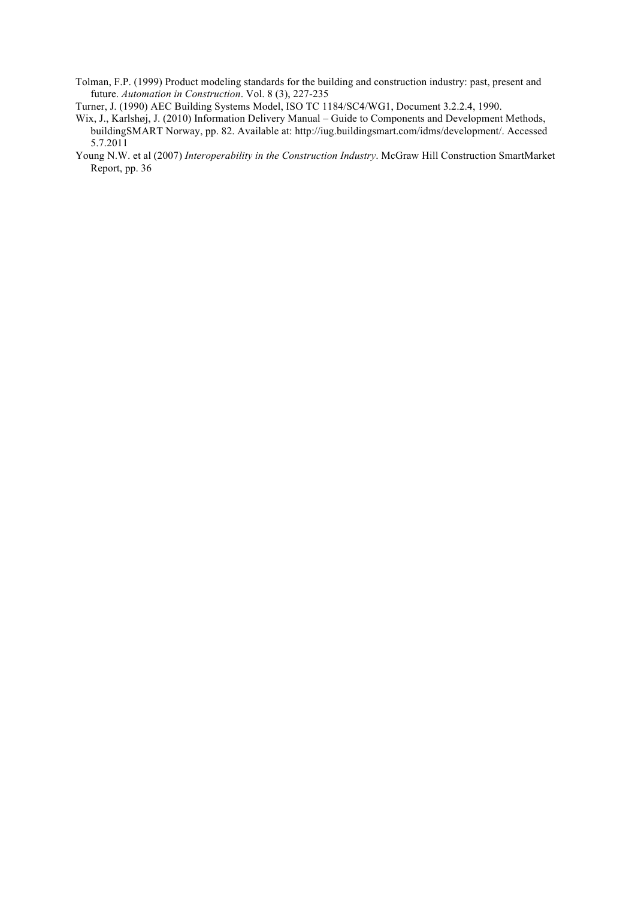Tolman, F.P. (1999) Product modeling standards for the building and construction industry: past, present and future. *Automation in Construction*. Vol. 8 (3), 227-235

Turner, J. (1990) AEC Building Systems Model, ISO TC 1184/SC4/WG1, Document 3.2.2.4, 1990.

Wix, J., Karlshøj, J. (2010) Information Delivery Manual – Guide to Components and Development Methods, buildingSMART Norway, pp. 82. Available at: http://iug.buildingsmart.com/idms/development/. Accessed 5.7.2011

Young N.W. et al (2007) *Interoperability in the Construction Industry*. McGraw Hill Construction SmartMarket Report, pp. 36